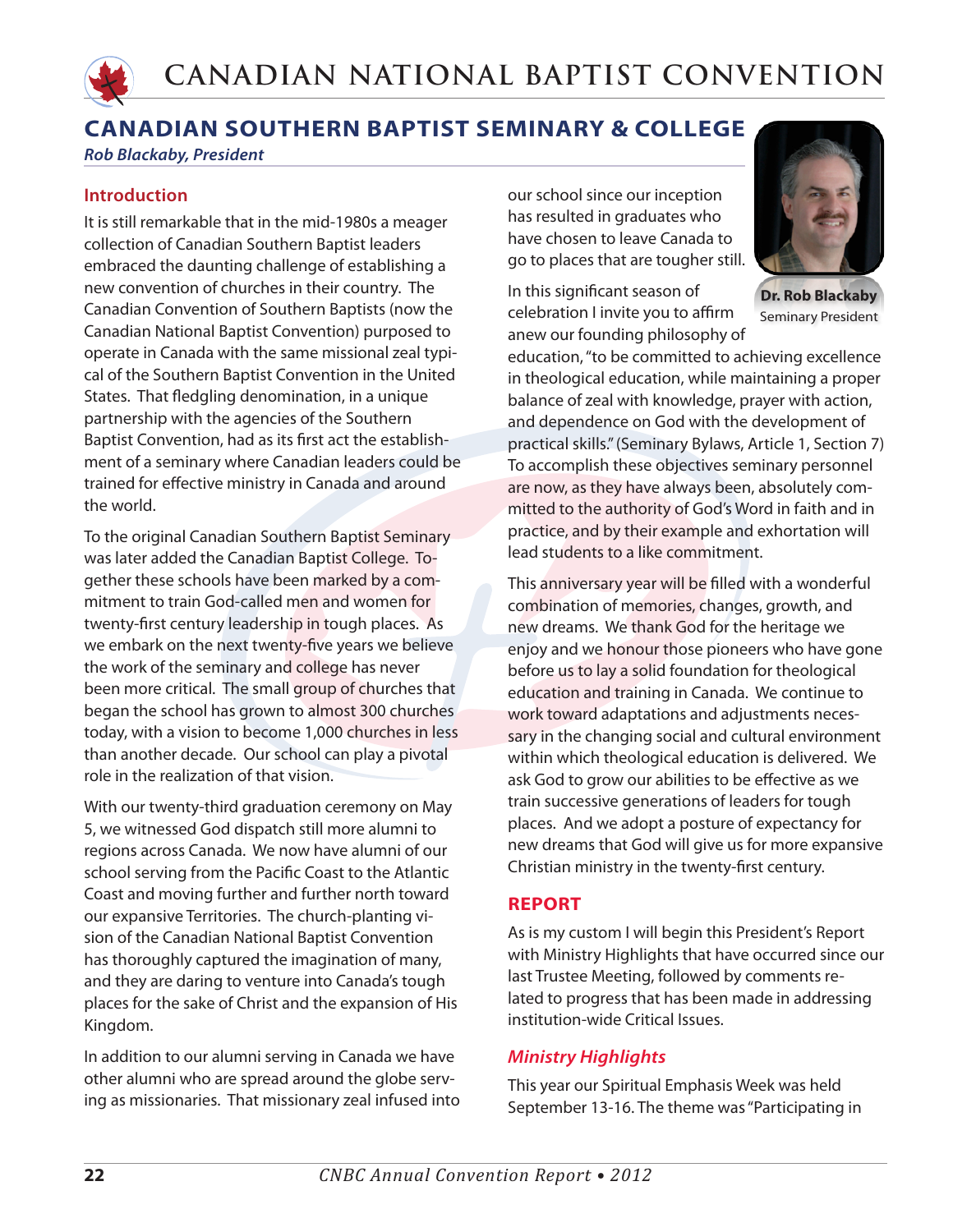# CANADIAN SOUTHERN BAPTIST SEMINARY & COLLEGE

*Rob Blackaby, President*

## Introduction

It is still remarkable that in the mid-1980s a meager collection of Canadian Southern Baptist leaders embraced the daunting challenge of establishing a new convention of churches in their country. The Canadian Convention of Southern Baptists (now the Canadian National Baptist Convention) purposed to operate in Canada with the same missional zeal typical of the Southern Baptist Convention in the United States. That fledgling denomination, in a unique partnership with the agencies of the Southern Baptist Convention, had as its first act the establishment of a seminary where Canadian leaders could be trained for effective ministry in Canada and around the world.

To the original Canadian Southern Baptist Seminary was later added the Canadian Baptist College. Together these schools have been marked by a commitment to train God-called men and women for twenty-first century leadership in tough places. As we embark on the next twenty-five years we believe the work of the seminary and college has never been more critical. The small group of churches that began the school has grown to almost 300 churches today, with a vision to become 1,000 churches in less than another decade. Our school can play a pivotal role in the realization of that vision.

With our twenty-third graduation ceremony on May 5, we witnessed God dispatch still more alumni to regions across Canada. We now have alumni of our school serving from the Pacific Coast to the Atlantic Coast and moving further and further north toward our expansive Territories. The church-planting vision of the Canadian National Baptist Convention has thoroughly captured the imagination of many, and they are daring to venture into Canada's tough places for the sake of Christ and the expansion of His Kingdom.

In addition to our alumni serving in Canada we have other alumni who are spread around the globe serving as missionaries. That missionary zeal infused into our school since our inception has resulted in graduates who have chosen to leave Canada to go to places that are tougher still.

**Dr. Rob Blackaby**
Seminary President

In this significant season of celebration I invite you to affirm anew our founding philosophy of education, "to be committed to achieving excellence in theological education, while maintaining a proper balance of zeal with knowledge, prayer with action, and dependence on God with the development of practical skills." (Seminary Bylaws, Article 1, Section 7) To accomplish these objectives seminary personnel are now, as they have always been, absolutely committed to the authority of God's Word in faith and in practice, and by their example and exhortation will lead students to a like commitment.

This anniversary year will be filled with a wonderful combination of memories, changes, growth, and new dreams. We thank God for the heritage we enjoy and we honour those pioneers who have gone before us to lay a solid foundation for theological education and training in Canada. We continue to work toward adaptations and adjustments necessary in the changing social and cultural environment within which theological education is delivered. We ask God to grow our abilities to be effective as we train successive generations of leaders for tough places. And we adopt a posture of expectancy for new dreams that God will give us for more expansive Christian ministry in the twenty-first century.

## REPORT

As is my custom I will begin this President's Report with Ministry Highlights that have occurred since our last Trustee Meeting, followed by comments related to progress that has been made in addressing institution-wide Critical Issues.

### *Ministry Highlights*

This year our Spiritual Emphasis Week was held September 13-16. The theme was "Participating in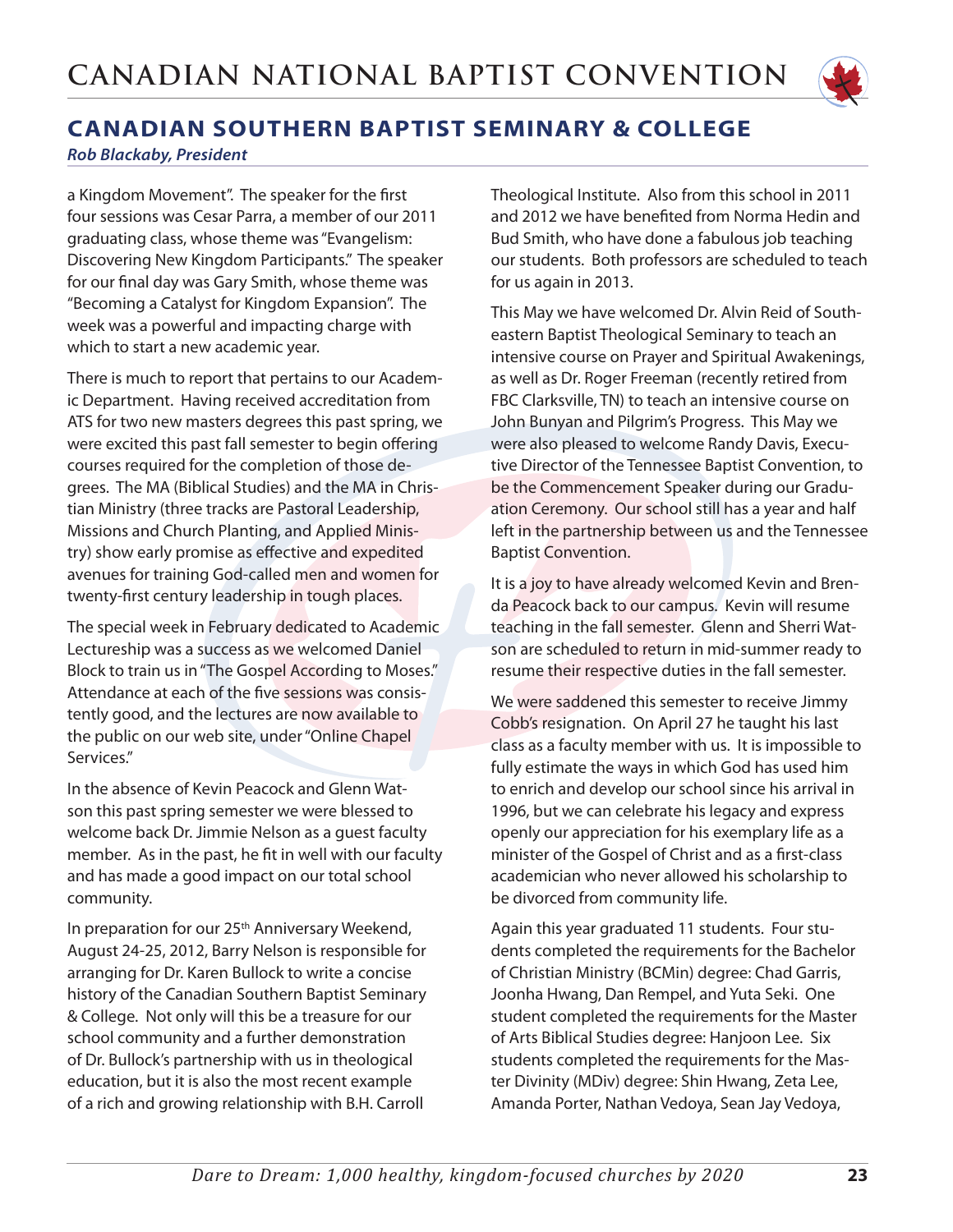## CANADIAN SOUTHERN BAPTIST SEMINARY & COLLEGE

***Rob Blackaby, President***

a Kingdom Movement". The speaker for the first four sessions was Cesar Parra, a member of our 2011 graduating class, whose theme was "Evangelism: Discovering New Kingdom Participants." The speaker for our final day was Gary Smith, whose theme was "Becoming a Catalyst for Kingdom Expansion". The week was a powerful and impacting charge with which to start a new academic year.

There is much to report that pertains to our Academic Department. Having received accreditation from ATS for two new masters degrees this past spring, we were excited this past fall semester to begin offering courses required for the completion of those degrees. The MA (Biblical Studies) and the MA in Christian Ministry (three tracks are Pastoral Leadership, Missions and Church Planting, and Applied Ministry) show early promise as effective and expedited avenues for training God-called men and women for twenty-first century leadership in tough places.

The special week in February dedicated to Academic Lectureship was a success as we welcomed Daniel Block to train us in "The Gospel According to Moses." Attendance at each of the five sessions was consistently good, and the lectures are now available to the public on our web site, under "Online Chapel Services."

In the absence of Kevin Peacock and Glenn Watson this past spring semester we were blessed to welcome back Dr. Jimmie Nelson as a guest faculty member. As in the past, he fit in well with our faculty and has made a good impact on our total school community.

In preparation for our 25th Anniversary Weekend, August 24-25, 2012, Barry Nelson is responsible for arranging for Dr. Karen Bullock to write a concise history of the Canadian Southern Baptist Seminary & College. Not only will this be a treasure for our school community and a further demonstration of Dr. Bullock's partnership with us in theological education, but it is also the most recent example of a rich and growing relationship with B.H. Carroll Theological Institute. Also from this school in 2011 and 2012 we have benefited from Norma Hedin and Bud Smith, who have done a fabulous job teaching our students. Both professors are scheduled to teach for us again in 2013.

This May we have welcomed Dr. Alvin Reid of Southeastern Baptist Theological Seminary to teach an intensive course on Prayer and Spiritual Awakenings, as well as Dr. Roger Freeman (recently retired from FBC Clarksville, TN) to teach an intensive course on John Bunyan and Pilgrim's Progress. This May we were also pleased to welcome Randy Davis, Executive Director of the Tennessee Baptist Convention, to be the Commencement Speaker during our Graduation Ceremony. Our school still has a year and half left in the partnership between us and the Tennessee Baptist Convention.

It is a joy to have already welcomed Kevin and Brenda Peacock back to our campus. Kevin will resume teaching in the fall semester. Glenn and Sherri Watson are scheduled to return in mid-summer ready to resume their respective duties in the fall semester.

We were saddened this semester to receive Jimmy Cobb's resignation. On April 27 he taught his last class as a faculty member with us. It is impossible to fully estimate the ways in which God has used him to enrich and develop our school since his arrival in 1996, but we can celebrate his legacy and express openly our appreciation for his exemplary life as a minister of the Gospel of Christ and as a first-class academician who never allowed his scholarship to be divorced from community life.

Again this year graduated 11 students. Four students completed the requirements for the Bachelor of Christian Ministry (BCMin) degree: Chad Garris, Joonha Hwang, Dan Rempel, and Yuta Seki. One student completed the requirements for the Master of Arts Biblical Studies degree: Hanjoon Lee. Six students completed the requirements for the Master Divinity (MDiv) degree: Shin Hwang, Zeta Lee, Amanda Porter, Nathan Vedoya, Sean Jay Vedoya,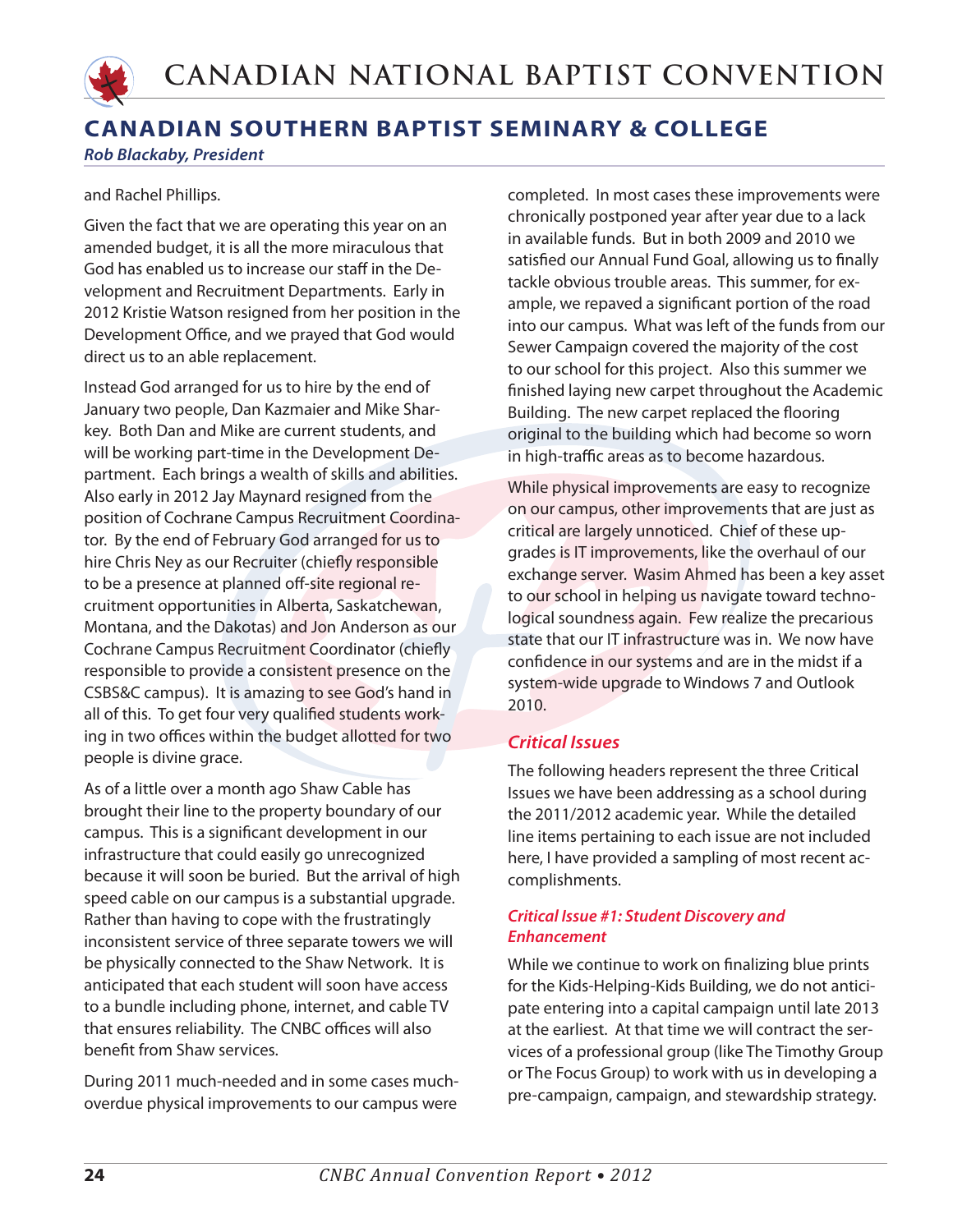## CANADIAN SOUTHERN BAPTIST SEMINARY & COLLEGE

*Rob Blackaby, President*

and Rachel Phillips.

Given the fact that we are operating this year on an amended budget, it is all the more miraculous that God has enabled us to increase our staff in the Development and Recruitment Departments. Early in 2012 Kristie Watson resigned from her position in the Development Office, and we prayed that God would direct us to an able replacement.

Instead God arranged for us to hire by the end of January two people, Dan Kazmaier and Mike Sharkey. Both Dan and Mike are current students, and will be working part-time in the Development Department. Each brings a wealth of skills and abilities. Also early in 2012 Jay Maynard resigned from the position of Cochrane Campus Recruitment Coordinator. By the end of February God arranged for us to hire Chris Ney as our Recruiter (chiefly responsible to be a presence at planned off-site regional recruitment opportunities in Alberta, Saskatchewan, Montana, and the Dakotas) and Jon Anderson as our Cochrane Campus Recruitment Coordinator (chiefly responsible to provide a consistent presence on the CSBS&C campus). It is amazing to see God's hand in all of this. To get four very qualified students working in two offices within the budget allotted for two people is divine grace.

As of a little over a month ago Shaw Cable has brought their line to the property boundary of our campus. This is a significant development in our infrastructure that could easily go unrecognized because it will soon be buried. But the arrival of high speed cable on our campus is a substantial upgrade. Rather than having to cope with the frustratingly inconsistent service of three separate towers we will be physically connected to the Shaw Network. It is anticipated that each student will soon have access to a bundle including phone, internet, and cable TV that ensures reliability. The CNBC offices will also benefit from Shaw services.

During 2011 much-needed and in some cases much-overdue physical improvements to our campus were completed. In most cases these improvements were chronically postponed year after year due to a lack in available funds. But in both 2009 and 2010 we satisfied our Annual Fund Goal, allowing us to finally tackle obvious trouble areas. This summer, for example, we repaved a significant portion of the road into our campus. What was left of the funds from our Sewer Campaign covered the majority of the cost to our school for this project. Also this summer we finished laying new carpet throughout the Academic Building. The new carpet replaced the flooring original to the building which had become so worn in high-traffic areas as to become hazardous.

While physical improvements are easy to recognize on our campus, other improvements that are just as critical are largely unnoticed. Chief of these upgrades is IT improvements, like the overhaul of our exchange server. Wasim Ahmed has been a key asset to our school in helping us navigate toward technological soundness again. Few realize the precarious state that our IT infrastructure was in. We now have confidence in our systems and are in the midst if a system-wide upgrade to Windows 7 and Outlook 2010.

### *Critical Issues*

The following headers represent the three Critical Issues we have been addressing as a school during the 2011/2012 academic year. While the detailed line items pertaining to each issue are not included here, I have provided a sampling of most recent accomplishments.

#### *Critical Issue #1: Student Discovery and Enhancement*

While we continue to work on finalizing blue prints for the Kids-Helping-Kids Building, we do not anticipate entering into a capital campaign until late 2013 at the earliest. At that time we will contract the services of a professional group (like The Timothy Group or The Focus Group) to work with us in developing a pre-campaign, campaign, and stewardship strategy.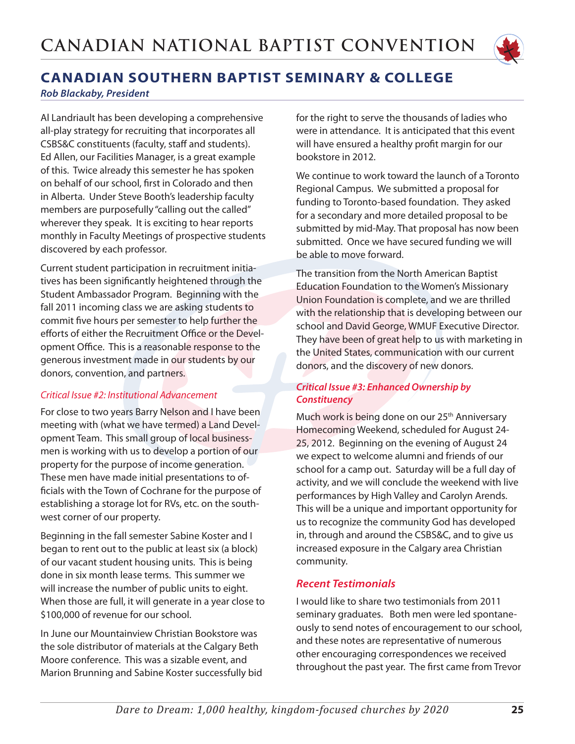## CANADIAN SOUTHERN BAPTIST SEMINARY & COLLEGE

*Rob Blackaby, President*

Al Landriault has been developing a comprehensive all-play strategy for recruiting that incorporates all CSBS&C constituents (faculty, staff and students). Ed Allen, our Facilities Manager, is a great example of this. Twice already this semester he has spoken on behalf of our school, first in Colorado and then in Alberta. Under Steve Booth's leadership faculty members are purposefully "calling out the called" wherever they speak. It is exciting to hear reports monthly in Faculty Meetings of prospective students discovered by each professor.

Current student participation in recruitment initiatives has been significantly heightened through the Student Ambassador Program. Beginning with the fall 2011 incoming class we are asking students to commit five hours per semester to help further the efforts of either the Recruitment Office or the Development Office. This is a reasonable response to the generous investment made in our students by our donors, convention, and partners.

*Critical Issue #2: Institutional Advancement*

For close to two years Barry Nelson and I have been meeting with (what we have termed) a Land Development Team. This small group of local businessmen is working with us to develop a portion of our property for the purpose of income generation. These men have made initial presentations to officials with the Town of Cochrane for the purpose of establishing a storage lot for RVs, etc. on the southwest corner of our property.

Beginning in the fall semester Sabine Koster and I began to rent out to the public at least six (a block) of our vacant student housing units. This is being done in six month lease terms. This summer we will increase the number of public units to eight. When those are full, it will generate in a year close to $100,000 of revenue for our school.

In June our Mountainview Christian Bookstore was the sole distributor of materials at the Calgary Beth Moore conference. This was a sizable event, and Marion Brunning and Sabine Koster successfully bid for the right to serve the thousands of ladies who were in attendance. It is anticipated that this event will have ensured a healthy profit margin for our bookstore in 2012.

We continue to work toward the launch of a Toronto Regional Campus. We submitted a proposal for funding to Toronto-based foundation. They asked for a secondary and more detailed proposal to be submitted by mid-May. That proposal has now been submitted. Once we have secured funding we will be able to move forward.

The transition from the North American Baptist Education Foundation to the Women's Missionary Union Foundation is complete, and we are thrilled with the relationship that is developing between our school and David George, WMUF Executive Director. They have been of great help to us with marketing in the United States, communication with our current donors, and the discovery of new donors.

***Critical Issue #3: Enhanced Ownership by Constituency***

Much work is being done on our 25th Anniversary Homecoming Weekend, scheduled for August 24-25, 2012. Beginning on the evening of August 24 we expect to welcome alumni and friends of our school for a camp out. Saturday will be a full day of activity, and we will conclude the weekend with live performances by High Valley and Carolyn Arends. This will be a unique and important opportunity for us to recognize the community God has developed in, through and around the CSBS&C, and to give us increased exposure in the Calgary area Christian community.

### *Recent Testimonials*

I would like to share two testimonials from 2011 seminary graduates. Both men were led spontaneously to send notes of encouragement to our school, and these notes are representative of numerous other encouraging correspondences we received throughout the past year. The first came from Trevor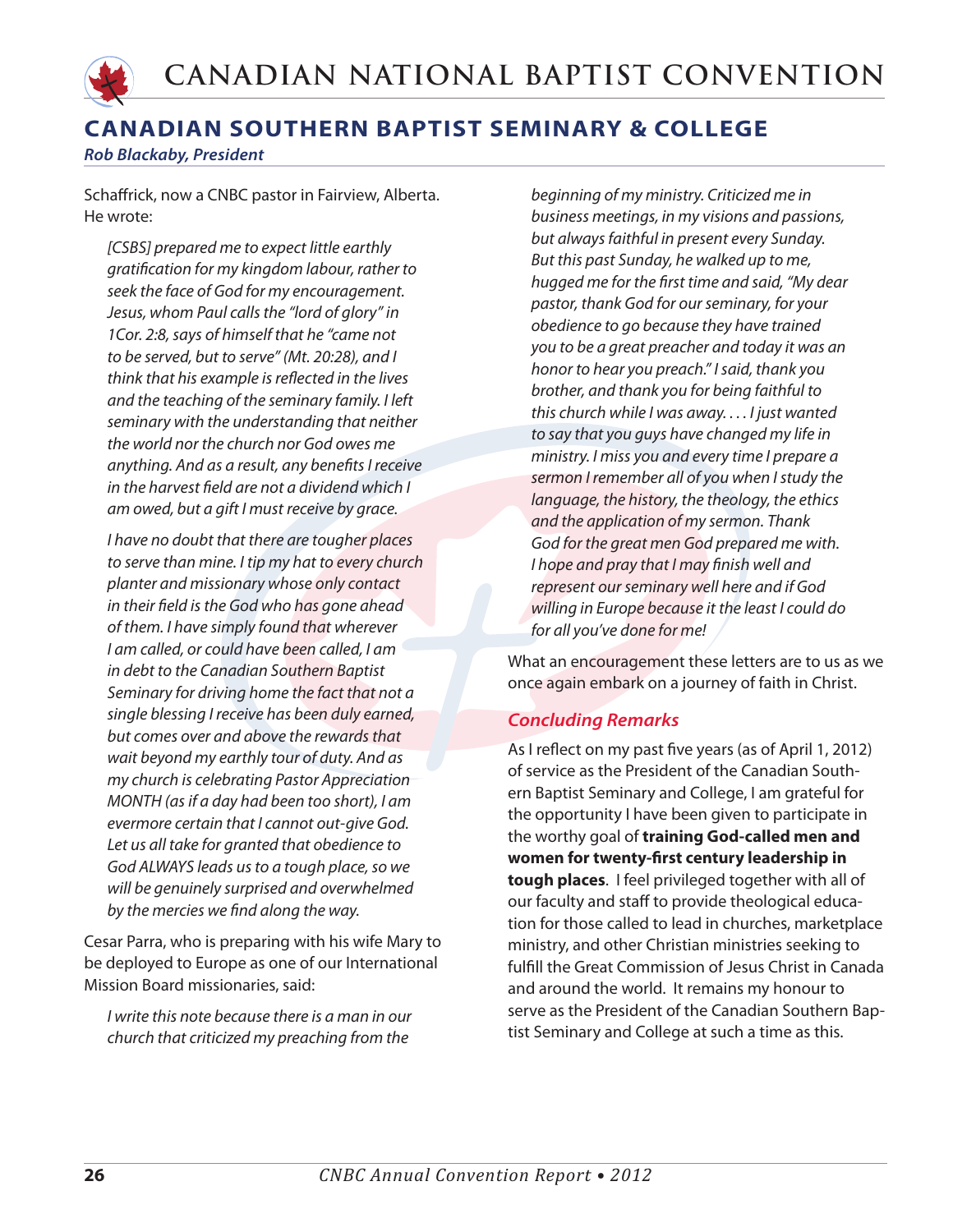Schaffrick, now a CNBC pastor in Fairview, Alberta. He wrote:

> *[CSBS] prepared me to expect little earthly gratification for my kingdom labour, rather to seek the face of God for my encouragement. Jesus, whom Paul calls the "lord of glory" in 1Cor. 2:8, says of himself that he "came not to be served, but to serve" (Mt. 20:28), and I think that his example is reflected in the lives and the teaching of the seminary family. I left seminary with the understanding that neither the world nor the church nor God owes me anything. And as a result, any benefits I receive in the harvest field are not a dividend which I am owed, but a gift I must receive by grace.*
>
> *I have no doubt that there are tougher places to serve than mine. I tip my hat to every church planter and missionary whose only contact in their field is the God who has gone ahead of them. I have simply found that wherever I am called, or could have been called, I am in debt to the Canadian Southern Baptist Seminary for driving home the fact that not a single blessing I receive has been duly earned, but comes over and above the rewards that wait beyond my earthly tour of duty. And as my church is celebrating Pastor Appreciation MONTH (as if a day had been too short), I am evermore certain that I cannot out-give God. Let us all take for granted that obedience to God ALWAYS leads us to a tough place, so we will be genuinely surprised and overwhelmed by the mercies we find along the way.*

Cesar Parra, who is preparing with his wife Mary to be deployed to Europe as one of our International Mission Board missionaries, said:

> *I write this note because there is a man in our church that criticized my preaching from the beginning of my ministry. Criticized me in business meetings, in my visions and passions, but always faithful in present every Sunday. But this past Sunday, he walked up to me, hugged me for the first time and said, "My dear pastor, thank God for our seminary, for your obedience to go because they have trained you to be a great preacher and today it was an honor to hear you preach." I said, thank you brother, and thank you for being faithful to this church while I was away. . . . I just wanted to say that you guys have changed my life in ministry. I miss you and every time I prepare a sermon I remember all of you when I study the language, the history, the theology, the ethics and the application of my sermon. Thank God for the great men God prepared me with. I hope and pray that I may finish well and represent our seminary well here and if God willing in Europe because it the least I could do for all you've done for me!*

What an encouragement these letters are to us as we once again embark on a journey of faith in Christ.

### Concluding Remarks

As I reflect on my past five years (as of April 1, 2012) of service as the President of the Canadian Southern Baptist Seminary and College, I am grateful for the opportunity I have been given to participate in the worthy goal of **training God-called men and women for twenty-first century leadership in tough places**. I feel privileged together with all of our faculty and staff to provide theological education for those called to lead in churches, marketplace ministry, and other Christian ministries seeking to fulfill the Great Commission of Jesus Christ in Canada and around the world. It remains my honour to serve as the President of the Canadian Southern Baptist Seminary and College at such a time as this.